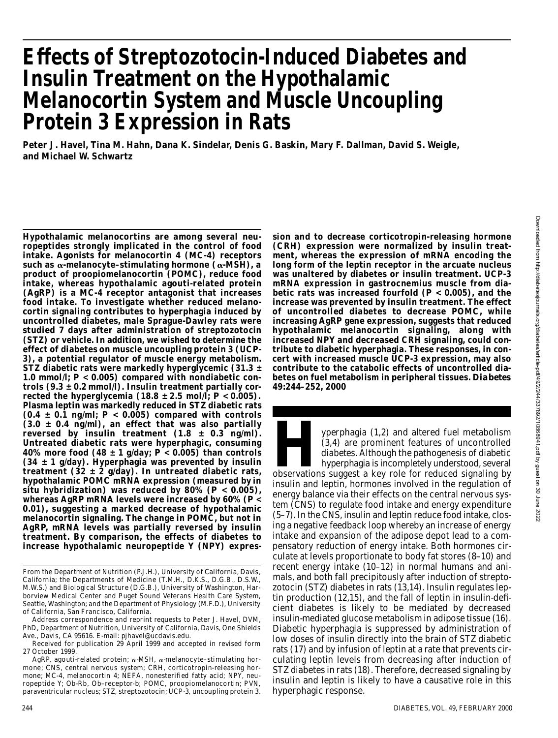# Effects of Streptozotocin-Induced Diabetes and Insulin Treatment on the Hypothalamic Melanocortin System and Muscle Uncoupling Protein 3 Expression in Rats

**Peter J. Havel, Tina M. Hahn, Dana K. Sindelar, Denis G. Baskin, Mary F. Dallman, David S. Weigle, and Michael W. Schwartz**

**Hypothalamic melanocortins are among several neuropeptides strongly implicated in the control of food intake. Agonists for melanocortin 4 (MC-4) receptors such as α-melanocyte–stimulating hormone (α-MSH), a product of proopiomelanocortin (POMC), reduce food intake, whereas hypothalamic agouti-related protein (AgRP) is a MC-4 receptor antagonist that increases food intake. To investigate whether reduced melanocortin signaling contributes to hyperphagia induced by uncontrolled diabetes, male Sprague-Dawley rats were studied 7 days after administration of streptozotocin (STZ) or vehicle. In addition, we wished to determine the effect of diabetes on muscle uncoupling protein 3 (UCP-3), a potential regulator of muscle energy metabolism. STZ diabetic rats were markedly hyperglycemic (31.3 ± 1.0 mmol/l; $P < 0.005$) compared with nondiabetic controls (9.3 ± 0.2 mmol/l). Insulin treatment partially corrected the hyperglycemia (18.8 ± 2.5 mol/l; $P < 0.005$). Plasma leptin was markedly reduced in STZ diabetic rats (0.4 ± 0.1 ng/ml; $P < 0.005$) compared with controls (3.0 ± 0.4 ng/ml), an effect that was also partially reversed by insulin treatment (1.8 ± 0.3 ng/ml). Untreated diabetic rats were hyperphagic, consuming 40% more food (48 ± 1 g/day; $P < 0.005$) than controls (34 ± 1 g/day). Hyperphagia was prevented by insulin treatment (32 ± 2 g/day). In untreated diabetic rats, hypothalamic POMC mRNA expression (measured by in situ hybridization) was reduced by 80% ($P < 0.005$), whereas AgRP mRNA levels were increased by 60% ($P < 0.01$), suggesting a marked decrease of hypothalamic melanocortin signaling. The change in POMC, but not in AgRP, mRNA levels was partially reversed by insulin treatment. By comparison, the effects of diabetes to increase hypothalamic neuropeptide Y (NPY) expression and to decrease corticotropin-releasing hormone (CRH) expression were normalized by insulin treatment, whereas the expression of mRNA encoding the long form of the leptin receptor in the arcuate nucleus was unaltered by diabetes or insulin treatment. UCP-3 mRNA expression in gastrocnemius muscle from diabetic rats was increased fourfold ($P < 0.005$), and the increase was prevented by insulin treatment. The effect of uncontrolled diabetes to decrease POMC, while increasing AgRP gene expression, suggests that reduced hypothalamic melanocortin signaling, along with increased NPY and decreased CRH signaling, could contribute to diabetic hyperphagia. These responses, in concert with increased muscle UCP-3 expression, may also contribute to the catabolic effects of uncontrolled diabetes on fuel metabolism in peripheral tissues.** ***Diabetes*** **49:244–252, 2000**

From the Department of Nutrition (P.J.H.), University of California, Davis, California; the Departments of Medicine (T.M.H., D.K.S., D.G.B., D.S.W., M.W.S.) and Biological Structure (D.G.B.), University of Washington, Harborview Medical Center and Puget Sound Veterans Health Care System, Seattle, Washington; and the Department of Physiology (M.F.D.), University of California, San Francisco, California.

Address correspondence and reprint requests to Peter J. Havel, DVM, PhD, Department of Nutrition, University of California, Davis, One Shields Ave., Davis, CA 95616. E-mail: pjhavel@ucdavis.edu.

Received for publication 29 April 1999 and accepted in revised form 27 October 1999.

AgRP, agouti-related protein; α-MSH, α-melanocyte–stimulating hormone; CNS, central nervous system; CRH, corticotropin-releasing hormone; MC-4, melanocortin 4; NEFA, nonesterified fatty acid; NPY, neuropeptide Y; Ob-Rb, Ob–receptor-b; POMC, proopiomelanocortin; PVN, paraventricular nucleus; STZ, streptozotocin; UCP-3, uncoupling protein 3.

Hyperphagia (1,2) and altered fuel metabolism (3,4) are prominent features of uncontrolled diabetes. Although the pathogenesis of diabetic hyperphagia is incompletely understood, several observations suggest a key role for reduced signaling by insulin and leptin, hormones involved in the regulation of energy balance via their effects on the central nervous system (CNS) to regulate food intake and energy expenditure (5–7). In the CNS, insulin and leptin reduce food intake, closing a negative feedback loop whereby an increase of energy intake and expansion of the adipose depot lead to a compensatory reduction of energy intake. Both hormones circulate at levels proportionate to body fat stores (8–10) and recent energy intake (10–12) in normal humans and animals, and both fall precipitously after induction of streptozotocin (STZ) diabetes in rats (13,14). Insulin regulates leptin production (12,15), and the fall of leptin in insulin-deficient diabetes is likely to be mediated by decreased insulin-mediated glucose metabolism in adipose tissue (16). Diabetic hyperphagia is suppressed by administration of low doses of insulin directly into the brain of STZ diabetic rats (17) and by infusion of leptin at a rate that prevents circulating leptin levels from decreasing after induction of STZ diabetes in rats (18). Therefore, decreased signaling by insulin and leptin is likely to have a causative role in this hyperphagic response.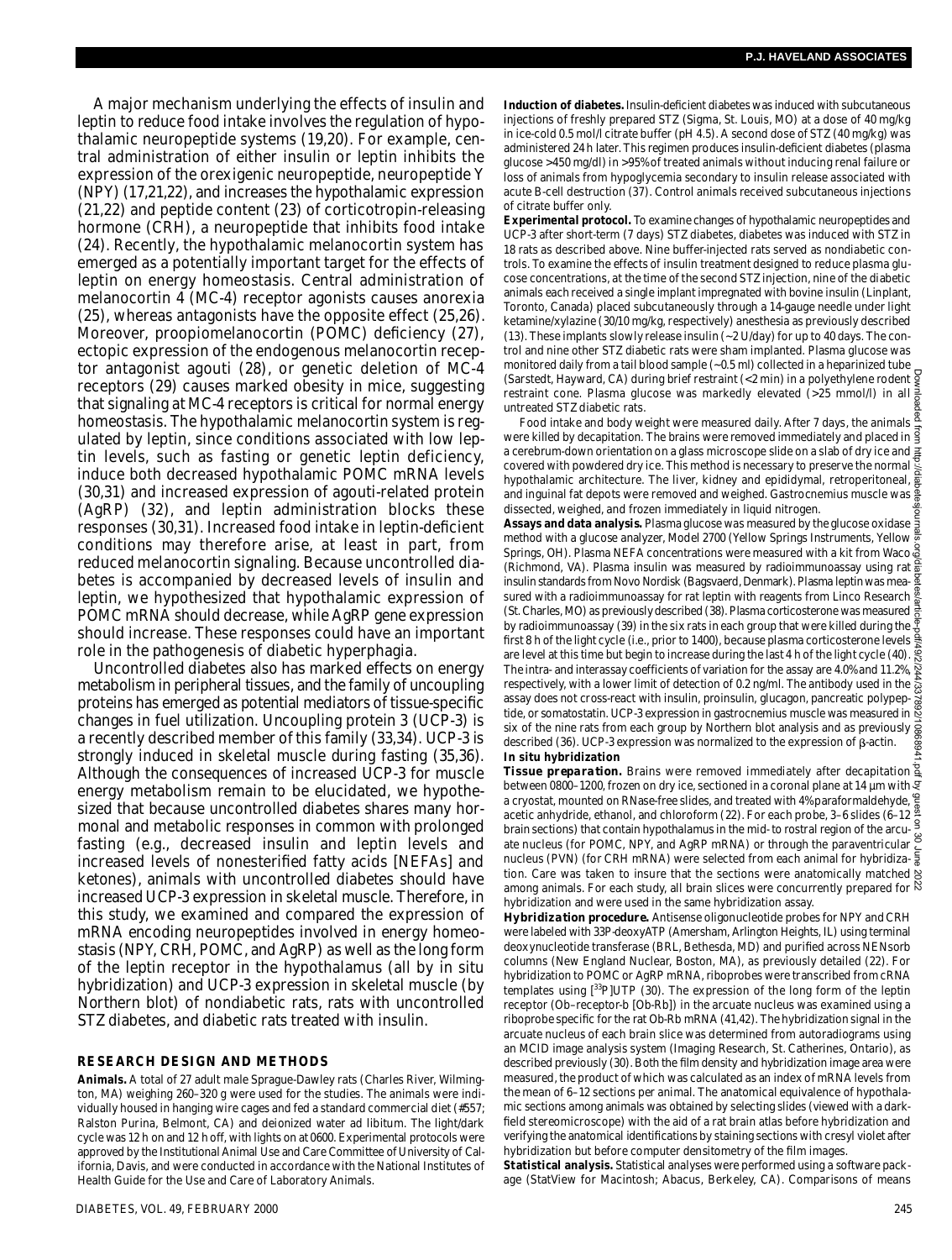A major mechanism underlying the effects of insulin and leptin to reduce food intake involves the regulation of hypothalamic neuropeptide systems (19,20). For example, central administration of either insulin or leptin inhibits the expression of the orexigenic neuropeptide, neuropeptide Y (NPY) (17,21,22), and increases the hypothalamic expression (21,22) and peptide content (23) of corticotropin-releasing hormone (CRH), a neuropeptide that inhibits food intake (24). Recently, the hypothalamic melanocortin system has emerged as a potentially important target for the effects of leptin on energy homeostasis. Central administration of melanocortin 4 (MC-4) receptor agonists causes anorexia (25), whereas antagonists have the opposite effect (25,26). Moreover, proopiomelanocortin (POMC) deficiency (27), ectopic expression of the endogenous melanocortin receptor antagonist agouti (28), or genetic deletion of MC-4 receptors (29) causes marked obesity in mice, suggesting that signaling at MC-4 receptors is critical for normal energy homeostasis. The hypothalamic melanocortin system is regulated by leptin, since conditions associated with low leptin levels, such as fasting or genetic leptin deficiency, induce both decreased hypothalamic POMC mRNA levels (30,31) and increased expression of agouti-related protein (AgRP) (32), and leptin administration blocks these responses (30,31). Increased food intake in leptin-deficient conditions may therefore arise, at least in part, from reduced melanocortin signaling. Because uncontrolled diabetes is accompanied by decreased levels of insulin and leptin, we hypothesized that hypothalamic expression of POMC mRNA should decrease, while AgRP gene expression should increase. These responses could have an important role in the pathogenesis of diabetic hyperphagia.

Uncontrolled diabetes also has marked effects on energy metabolism in peripheral tissues, and the family of uncoupling proteins has emerged as potential mediators of tissue-specific changes in fuel utilization. Uncoupling protein 3 (UCP-3) is a recently described member of this family (33,34). UCP-3 is strongly induced in skeletal muscle during fasting (35,36). Although the consequences of increased UCP-3 for muscle energy metabolism remain to be elucidated, we hypothesized that because uncontrolled diabetes shares many hormonal and metabolic responses in common with prolonged fasting (e.g., decreased insulin and leptin levels and increased levels of nonesterified fatty acids [NEFAs] and ketones), animals with uncontrolled diabetes should have increased UCP-3 expression in skeletal muscle. Therefore, in this study, we examined and compared the expression of mRNA encoding neuropeptides involved in energy homeostasis (NPY, CRH, POMC, and AgRP) as well as the long form of the leptin receptor in the hypothalamus (all by in situ hybridization) and UCP-3 expression in skeletal muscle (by Northern blot) of nondiabetic rats, rats with uncontrolled STZ diabetes, and diabetic rats treated with insulin.

## RESEARCH DESIGN AND METHODS

**Animals.** A total of 27 adult male Sprague-Dawley rats (Charles River, Wilmington, MA) weighing 260–320 g were used for the studies. The animals were individually housed in hanging wire cages and fed a standard commercial diet (#557; Ralston Purina, Belmont, CA) and deionized water ad libitum. The light/dark cycle was 12 h on and 12 h off, with lights on at 0600. Experimental protocols were approved by the Institutional Animal Use and Care Committee of University of California, Davis, and were conducted in accordance with the National Institutes of Health Guide for the Use and Care of Laboratory Animals.

**Induction of diabetes.** Insulin-deficient diabetes was induced with subcutaneous injections of freshly prepared STZ (Sigma, St. Louis, MO) at a dose of 40 mg/kg in ice-cold 0.5 mol/l citrate buffer (pH 4.5). A second dose of STZ (40 mg/kg) was administered 24 h later. This regimen produces insulin-deficient diabetes (plasma glucose >450 mg/dl) in >95% of treated animals without inducing renal failure or loss of animals from hypoglycemia secondary to insulin release associated with acute B-cell destruction (37). Control animals received subcutaneous injections of citrate buffer only.

**Experimental protocol.** To examine changes of hypothalamic neuropeptides and UCP-3 after short-term (7 days) STZ diabetes, diabetes was induced with STZ in 18 rats as described above. Nine buffer-injected rats served as nondiabetic controls. To examine the effects of insulin treatment designed to reduce plasma glucose concentrations, at the time of the second STZ injection, nine of the diabetic animals each received a single implant impregnated with bovine insulin (Linplant, Toronto, Canada) placed subcutaneously through a 14-gauge needle under light ketamine/xylazine (30/10 mg/kg, respectively) anesthesia as previously described (13). These implants slowly release insulin (~2 U/day) for up to 40 days. The control and nine other STZ diabetic rats were sham implanted. Plasma glucose was monitored daily from a tail blood sample (~0.5 ml) collected in a heparinized tube (Sarstedt, Hayward, CA) during brief restraint (<2 min) in a polyethylene rodent restraint cone. Plasma glucose was markedly elevated (>25 mmol/l) in all untreated STZ diabetic rats.

Food intake and body weight were measured daily. After 7 days, the animals were killed by decapitation. The brains were removed immediately and placed in a cerebrum-down orientation on a glass microscope slide on a slab of dry ice and covered with powdered dry ice. This method is necessary to preserve the normal hypothalamic architecture. The liver, kidney and epididymal, retroperitoneal, and inguinal fat depots were removed and weighed. Gastrocnemius muscle was dissected, weighed, and frozen immediately in liquid nitrogen.

**Assays and data analysis.** Plasma glucose was measured by the glucose oxidase method with a glucose analyzer, Model 2700 (Yellow Springs Instruments, Yellow Springs, OH). Plasma NEFA concentrations were measured with a kit from Waco (Richmond, VA). Plasma insulin was measured by radioimmunoassay using rat insulin standards from Novo Nordisk (Bagsvaerd, Denmark). Plasma leptin was measured with a radioimmunoassay for rat leptin with reagents from Linco Research (St. Charles, MO) as previously described (38). Plasma corticosterone was measured by radioimmunoassay (39) in the six rats in each group that were killed during the first 8 h of the light cycle (i.e., prior to 1400), because plasma corticosterone levels are level at this time but begin to increase during the last 4 h of the light cycle (40). The intra- and interassay coefficients of variation for the assay are 4.0% and 11.2%, respectively, with a lower limit of detection of 0.2 ng/ml. The antibody used in the assay does not cross-react with insulin, proinsulin, glucagon, pancreatic polypeptide, or somatostatin. UCP-3 expression in gastrocnemius muscle was measured in six of the nine rats from each group by Northern blot analysis and as previously described (36). UCP-3 expression was normalized to the expression of β-actin.

### In situ hybridization

***Tissue preparation.*** Brains were removed immediately after decapitation between 0800–1200, frozen on dry ice, sectioned in a coronal plane at 14 µm with a cryostat, mounted on RNase-free slides, and treated with 4% paraformaldehyde, acetic anhydride, ethanol, and chloroform (22). For each probe, 3–6 slides (6–12 brain sections) that contain hypothalamus in the mid- to rostral region of the arcuate nucleus (for POMC, NPY, and AgRP mRNA) or through the paraventricular nucleus (PVN) (for CRH mRNA) were selected from each animal for hybridization. Care was taken to insure that the sections were anatomically matched among animals. For each study, all brain slices were concurrently prepared for hybridization and were used in the same hybridization assay.

***Hybridization procedure.*** Antisense oligonucleotide probes for NPY and CRH were labeled with 33P-deoxyATP (Amersham, Arlington Heights, IL) using terminal deoxynucleotide transferase (BRL, Bethesda, MD) and purified across NENsorb columns (New England Nuclear, Boston, MA), as previously detailed (22). For hybridization to POMC or AgRP mRNA, riboprobes were transcribed from cRNA templates using [$^{33}$P]UTP (30). The expression of the long form of the leptin receptor (Ob–receptor-b [Ob-Rb]) in the arcuate nucleus was examined using a riboprobe specific for the rat Ob-Rb mRNA (41,42). The hybridization signal in the arcuate nucleus of each brain slice was determined from autoradiograms using an MCID image analysis system (Imaging Research, St. Catherines, Ontario), as described previously (30). Both the film density and hybridization image area were measured, the product of which was calculated as an index of mRNA levels from the mean of 6–12 sections per animal. The anatomical equivalence of hypothalamic sections among animals was obtained by selecting slides (viewed with a darkfield stereomicroscope) with the aid of a rat brain atlas before hybridization and verifying the anatomical identifications by staining sections with cresyl violet after hybridization but before computer densitometry of the film images.

**Statistical analysis.** Statistical analyses were performed using a software package (StatView for Macintosh; Abacus, Berkeley, CA). Comparisons of means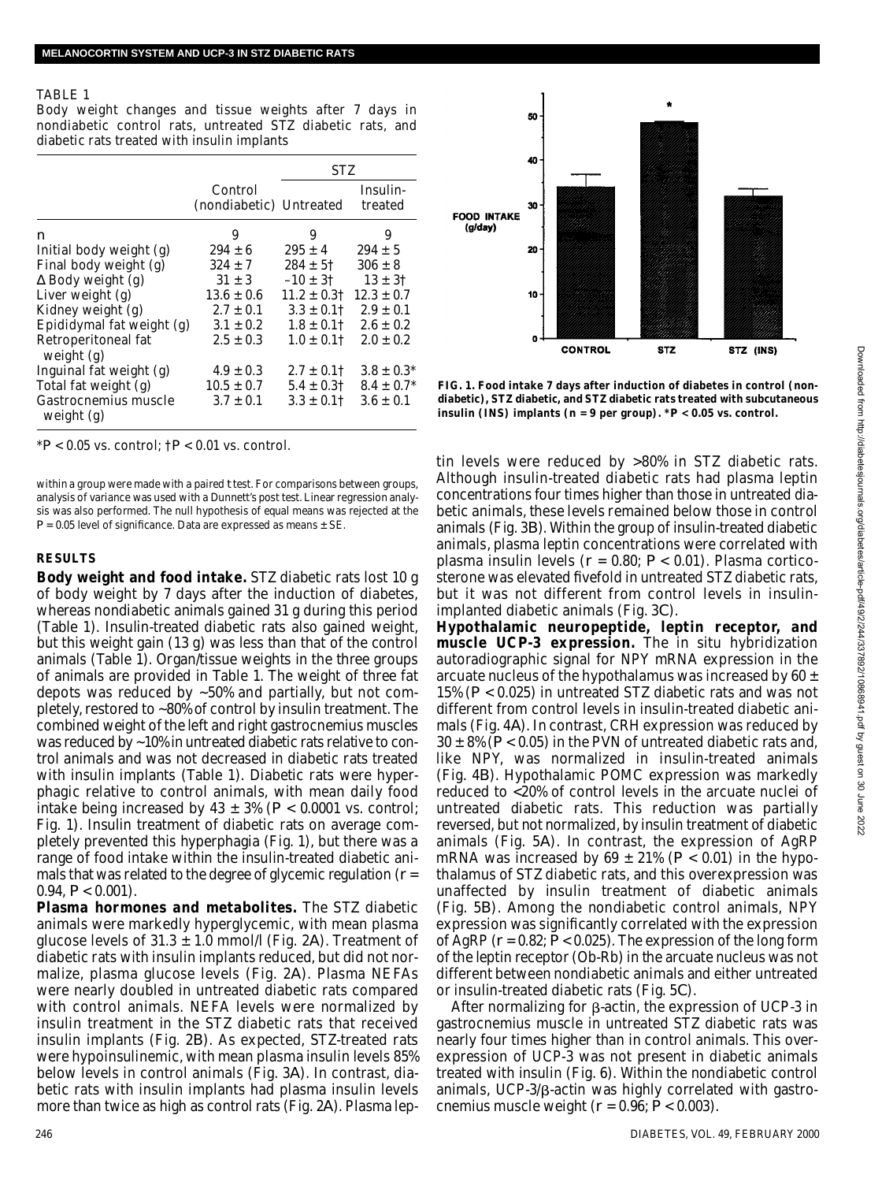TABLE 1

Body weight changes and tissue weights after 7 days in nondiabetic control rats, untreated STZ diabetic rats, and diabetic rats treated with insulin implants

| | Control (nondiabetic) | STZ Untreated | STZ Insulin-treated |
|---|---|---|---|
| n | 9 | 9 | 9 |
| Initial body weight (g) | 294 ± 6 | 295 ± 4 | 294 ± 5 |
| Final body weight (g) | 324 ± 7 | 284 ± 5† | 306 ± 8 |
| Δ Body weight (g) | 31 ± 3 | –10 ± 3† | 13 ± 3† |
| Liver weight (g) | 13.6 ± 0.6 | 11.2 ± 0.3† | 12.3 ± 0.7 |
| Kidney weight (g) | 2.7 ± 0.1 | 3.3 ± 0.1† | 2.9 ± 0.1 |
| Epididymal fat weight (g) | 3.1 ± 0.2 | 1.8 ± 0.1† | 2.6 ± 0.2 |
| Retroperitoneal fat weight (g) | 2.5 ± 0.3 | 1.0 ± 0.1† | 2.0 ± 0.2 |
| Inguinal fat weight (g) | 4.9 ± 0.3 | 2.7 ± 0.1† | 3.8 ± 0.3* |
| Total fat weight (g) | 10.5 ± 0.7 | 5.4 ± 0.3† | 8.4 ± 0.7* |
| Gastrocnemius muscle weight (g) | 3.7 ± 0.1 | 3.3 ± 0.1† | 3.6 ± 0.1 |

*$P < 0.05$ vs. control; †$P < 0.01$ vs. control.

within a group were made with a paired *t* test. For comparisons between groups, analysis of variance was used with a Dunnett's post test. Linear regression analysis was also performed. The null hypothesis of equal means was rejected at the $P = 0.05$ level of significance. Data are expressed as means ± SE.

## RESULTS

**Body weight and food intake.** STZ diabetic rats lost 10 g of body weight by 7 days after the induction of diabetes, whereas nondiabetic animals gained 31 g during this period (Table 1). Insulin-treated diabetic rats also gained weight, but this weight gain (13 g) was less than that of the control animals (Table 1). Organ/tissue weights in the three groups of animals are provided in Table 1. The weight of three fat depots was reduced by ~50% and partially, but not completely, restored to ~80% of control by insulin treatment. The combined weight of the left and right gastrocnemius muscles was reduced by ~10% in untreated diabetic rats relative to control animals and was not decreased in diabetic rats treated with insulin implants (Table 1). Diabetic rats were hyperphagic relative to control animals, with mean daily food intake being increased by 43 ± 3% ($P < 0.0001$ vs. control; Fig. 1). Insulin treatment of diabetic rats on average completely prevented this hyperphagia (Fig. 1), but there was a range of food intake within the insulin-treated diabetic animals that was related to the degree of glycemic regulation ($r = 0.94$, $P < 0.001$).

**Plasma hormones and metabolites.** The STZ diabetic animals were markedly hyperglycemic, with mean plasma glucose levels of 31.3 ± 1.0 mmol/l (Fig. 2A). Treatment of diabetic rats with insulin implants reduced, but did not normalize, plasma glucose levels (Fig. 2A). Plasma NEFAs were nearly doubled in untreated diabetic rats compared with control animals. NEFA levels were normalized by insulin treatment in the STZ diabetic rats that received insulin implants (Fig. 2B). As expected, STZ-treated rats were hypoinsulinemic, with mean plasma insulin levels 85% below levels in control animals (Fig. 3A). In contrast, diabetic rats with insulin implants had plasma insulin levels more than twice as high as control rats (Fig. 2A). Plasma leptin levels were reduced by >80% in STZ diabetic rats. Although insulin-treated diabetic rats had plasma leptin concentrations four times higher than those in untreated diabetic animals, these levels remained below those in control animals (Fig. 3B). Within the group of insulin-treated diabetic animals, plasma leptin concentrations were correlated with plasma insulin levels ($r = 0.80$; $P < 0.01$). Plasma corticosterone was elevated fivefold in untreated STZ diabetic rats, but it was not different from control levels in insulin-implanted diabetic animals (Fig. 3C).

**FIG. 1. Food intake 7 days after induction of diabetes in control (nondiabetic), STZ diabetic, and STZ diabetic rats treated with subcutaneous insulin (INS) implants ($n = 9$ per group). *$P < 0.05$ vs. control.**

**Hypothalamic neuropeptide, leptin receptor, and muscle UCP-3 expression.** The in situ hybridization autoradiographic signal for NPY mRNA expression in the arcuate nucleus of the hypothalamus was increased by 60 ± 15% ($P < 0.025$) in untreated STZ diabetic rats and was not different from control levels in insulin-treated diabetic animals (Fig. 4A). In contrast, CRH expression was reduced by 30 ± 8% ($P < 0.05$) in the PVN of untreated diabetic rats and, like NPY, was normalized in insulin-treated animals (Fig. 4B). Hypothalamic POMC expression was markedly reduced to <20% of control levels in the arcuate nuclei of untreated diabetic rats. This reduction was partially reversed, but not normalized, by insulin treatment of diabetic animals (Fig. 5A). In contrast, the expression of AgRP mRNA was increased by 69 ± 21% ($P < 0.01$) in the hypothalamus of STZ diabetic rats, and this overexpression was unaffected by insulin treatment of diabetic animals (Fig. 5B). Among the nondiabetic control animals, NPY expression was significantly correlated with the expression of AgRP ($r = 0.82$; $P < 0.025$). The expression of the long form of the leptin receptor (Ob-Rb) in the arcuate nucleus was not different between nondiabetic animals and either untreated or insulin-treated diabetic rats (Fig. 5C).

After normalizing for β-actin, the expression of UCP-3 in gastrocnemius muscle in untreated STZ diabetic rats was nearly four times higher than in control animals. This overexpression of UCP-3 was not present in diabetic animals treated with insulin (Fig. 6). Within the nondiabetic control animals, UCP-3/β-actin was highly correlated with gastrocnemius muscle weight ($r = 0.96$; $P < 0.003$).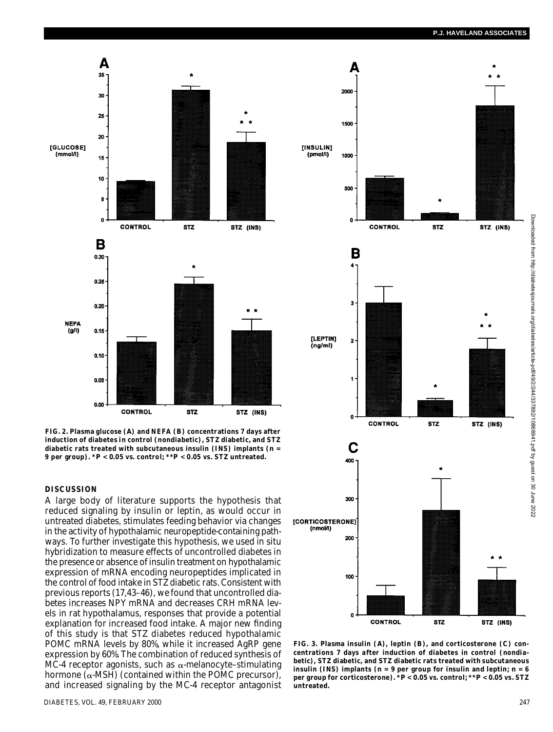FIG. 2. Plasma glucose (A) and NEFA (B) concentrations 7 days after induction of diabetes in control (nondiabetic), STZ diabetic, and STZ diabetic rats treated with subcutaneous insulin (INS) implants ($n$ = 9 per group). *$P < 0.05$ vs. control; **$P < 0.05$ vs. STZ untreated.

FIG. 3. Plasma insulin (A), leptin (B), and corticosterone (C) concentrations 7 days after induction of diabetes in control (nondiabetic), STZ diabetic, and STZ diabetic rats treated with subcutaneous insulin (INS) implants ($n$ = 9 per group for insulin and leptin; $n$ = 6 per group for corticosterone). *$P < 0.05$ vs. control; **$P < 0.05$ vs. STZ untreated.

## DISCUSSION

A large body of literature supports the hypothesis that reduced signaling by insulin or leptin, as would occur in untreated diabetes, stimulates feeding behavior via changes in the activity of hypothalamic neuropeptide-containing pathways. To further investigate this hypothesis, we used in situ hybridization to measure effects of uncontrolled diabetes in the presence or absence of insulin treatment on hypothalamic expression of mRNA encoding neuropeptides implicated in the control of food intake in STZ diabetic rats. Consistent with previous reports (17,43–46), we found that uncontrolled diabetes increases NPY mRNA and decreases CRH mRNA levels in rat hypothalamus, responses that provide a potential explanation for increased food intake. A major new finding of this study is that STZ diabetes reduced hypothalamic POMC mRNA levels by 80%, while it increased AgRP gene expression by 60%. The combination of reduced synthesis of MC-4 receptor agonists, such as α-melanocyte–stimulating hormone (α-MSH) (contained within the POMC precursor), and increased signaling by the MC-4 receptor antagonist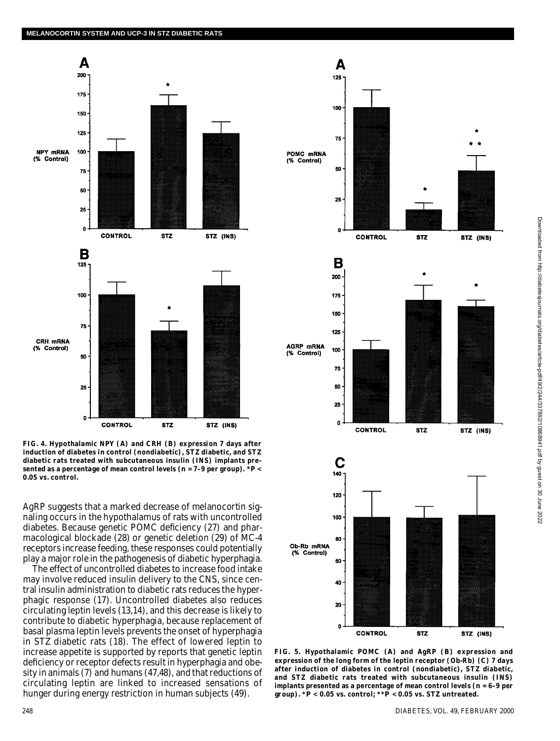FIG. 4. Hypothalamic NPY (A) and CRH (B) expression 7 days after induction of diabetes in control (nondiabetic), STZ diabetic, and STZ diabetic rats treated with subcutaneous insulin (INS) implants presented as a percentage of mean control levels (n = 7–9 per group). *P < 0.05 vs. control.

AgRP suggests that a marked decrease of melanocortin signaling occurs in the hypothalamus of rats with uncontrolled diabetes. Because genetic POMC deficiency (27) and pharmacological blockade (28) or genetic deletion (29) of MC-4 receptors increase feeding, these responses could potentially play a major role in the pathogenesis of diabetic hyperphagia.

The effect of uncontrolled diabetes to increase food intake may involve reduced insulin delivery to the CNS, since central insulin administration to diabetic rats reduces the hyperphagic response (17). Uncontrolled diabetes also reduces circulating leptin levels (13,14), and this decrease is likely to contribute to diabetic hyperphagia, because replacement of basal plasma leptin levels prevents the onset of hyperphagia in STZ diabetic rats (18). The effect of lowered leptin to increase appetite is supported by reports that genetic leptin deficiency or receptor defects result in hyperphagia and obesity in animals (7) and humans (47,48), and that reductions of circulating leptin are linked to increased sensations of hunger during energy restriction in human subjects (49).

FIG. 5. Hypothalamic POMC (A) and AgRP (B) expression and expression of the long form of the leptin receptor (Ob-Rb) (C) 7 days after induction of diabetes in control (nondiabetic), STZ diabetic, and STZ diabetic rats treated with subcutaneous insulin (INS) implants presented as a percentage of mean control levels (n = 6–9 per group). *P < 0.05 vs. control; **P < 0.05 vs. STZ untreated.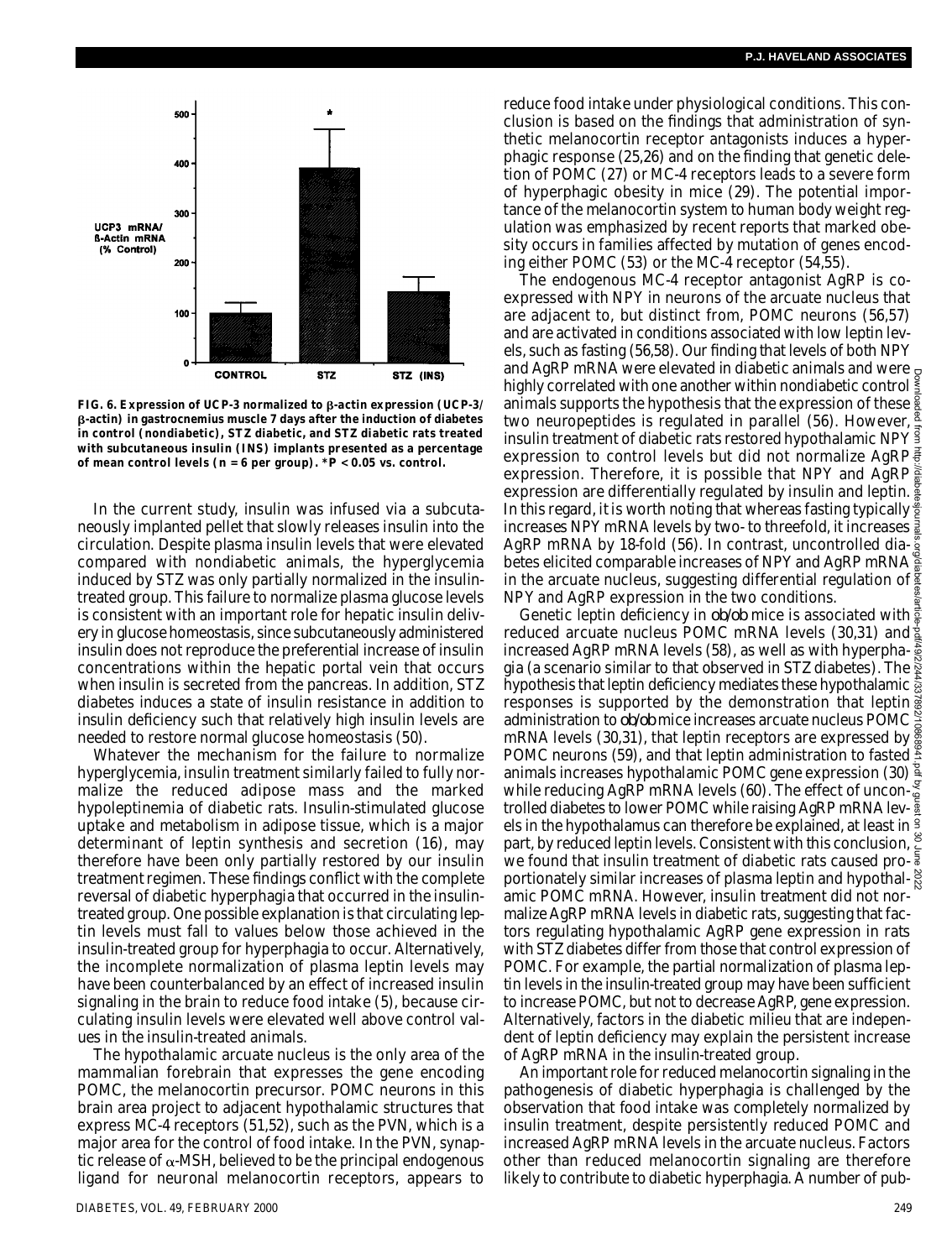FIG. 6. Expression of UCP-3 normalized to β-actin expression (UCP-3/β-actin) in gastrocnemius muscle 7 days after the induction of diabetes in control (nondiabetic), STZ diabetic, and STZ diabetic rats treated with subcutaneous insulin (INS) implants presented as a percentage of mean control levels (n = 6 per group). *P < 0.05 vs. control.

In the current study, insulin was infused via a subcutaneously implanted pellet that slowly releases insulin into the circulation. Despite plasma insulin levels that were elevated compared with nondiabetic animals, the hyperglycemia induced by STZ was only partially normalized in the insulin-treated group. This failure to normalize plasma glucose levels is consistent with an important role for hepatic insulin delivery in glucose homeostasis, since subcutaneously administered insulin does not reproduce the preferential increase of insulin concentrations within the hepatic portal vein that occurs when insulin is secreted from the pancreas. In addition, STZ diabetes induces a state of insulin resistance in addition to insulin deficiency such that relatively high insulin levels are needed to restore normal glucose homeostasis (50).

Whatever the mechanism for the failure to normalize hyperglycemia, insulin treatment similarly failed to fully normalize the reduced adipose mass and the marked hypoleptinemia of diabetic rats. Insulin-stimulated glucose uptake and metabolism in adipose tissue, which is a major determinant of leptin synthesis and secretion (16), may therefore have been only partially restored by our insulin treatment regimen. These findings conflict with the complete reversal of diabetic hyperphagia that occurred in the insulin-treated group. One possible explanation is that circulating leptin levels must fall to values below those achieved in the insulin-treated group for hyperphagia to occur. Alternatively, the incomplete normalization of plasma leptin levels may have been counterbalanced by an effect of increased insulin signaling in the brain to reduce food intake (5), because circulating insulin levels were elevated well above control values in the insulin-treated animals.

The hypothalamic arcuate nucleus is the only area of the mammalian forebrain that expresses the gene encoding POMC, the melanocortin precursor. POMC neurons in this brain area project to adjacent hypothalamic structures that express MC-4 receptors (51,52), such as the PVN, which is a major area for the control of food intake. In the PVN, synaptic release of α-MSH, believed to be the principal endogenous ligand for neuronal melanocortin receptors, appears to reduce food intake under physiological conditions. This conclusion is based on the findings that administration of synthetic melanocortin receptor antagonists induces a hyperphagic response (25,26) and on the finding that genetic deletion of POMC (27) or MC-4 receptors leads to a severe form of hyperphagic obesity in mice (29). The potential importance of the melanocortin system to human body weight regulation was emphasized by recent reports that marked obesity occurs in families affected by mutation of genes encoding either POMC (53) or the MC-4 receptor (54,55).

The endogenous MC-4 receptor antagonist AgRP is co-expressed with NPY in neurons of the arcuate nucleus that are adjacent to, but distinct from, POMC neurons (56,57) and are activated in conditions associated with low leptin levels, such as fasting (56,58). Our finding that levels of both NPY and AgRP mRNA were elevated in diabetic animals and were highly correlated with one another within nondiabetic control animals supports the hypothesis that the expression of these two neuropeptides is regulated in parallel (56). However, insulin treatment of diabetic rats restored hypothalamic NPY expression to control levels but did not normalize AgRP expression. Therefore, it is possible that NPY and AgRP expression are differentially regulated by insulin and leptin. In this regard, it is worth noting that whereas fasting typically increases NPY mRNA levels by two- to threefold, it increases AgRP mRNA by 18-fold (56). In contrast, uncontrolled diabetes elicited comparable increases of NPY and AgRP mRNA in the arcuate nucleus, suggesting differential regulation of NPY and AgRP expression in the two conditions.

Genetic leptin deficiency in *ob/ob* mice is associated with reduced arcuate nucleus POMC mRNA levels (30,31) and increased AgRP mRNA levels (58), as well as with hyperphagia (a scenario similar to that observed in STZ diabetes). The hypothesis that leptin deficiency mediates these hypothalamic responses is supported by the demonstration that leptin administration to *ob/ob* mice increases arcuate nucleus POMC mRNA levels (30,31), that leptin receptors are expressed by POMC neurons (59), and that leptin administration to fasted animals increases hypothalamic POMC gene expression (30) while reducing AgRP mRNA levels (60). The effect of uncontrolled diabetes to lower POMC while raising AgRP mRNA levels in the hypothalamus can therefore be explained, at least in part, by reduced leptin levels. Consistent with this conclusion, we found that insulin treatment of diabetic rats caused proportionately similar increases of plasma leptin and hypothalamic POMC mRNA. However, insulin treatment did not normalize AgRP mRNA levels in diabetic rats, suggesting that factors regulating hypothalamic AgRP gene expression in rats with STZ diabetes differ from those that control expression of POMC. For example, the partial normalization of plasma leptin levels in the insulin-treated group may have been sufficient to increase POMC, but not to decrease AgRP, gene expression. Alternatively, factors in the diabetic milieu that are independent of leptin deficiency may explain the persistent increase of AgRP mRNA in the insulin-treated group.

An important role for reduced melanocortin signaling in the pathogenesis of diabetic hyperphagia is challenged by the observation that food intake was completely normalized by insulin treatment, despite persistently reduced POMC and increased AgRP mRNA levels in the arcuate nucleus. Factors other than reduced melanocortin signaling are therefore likely to contribute to diabetic hyperphagia. A number of pub-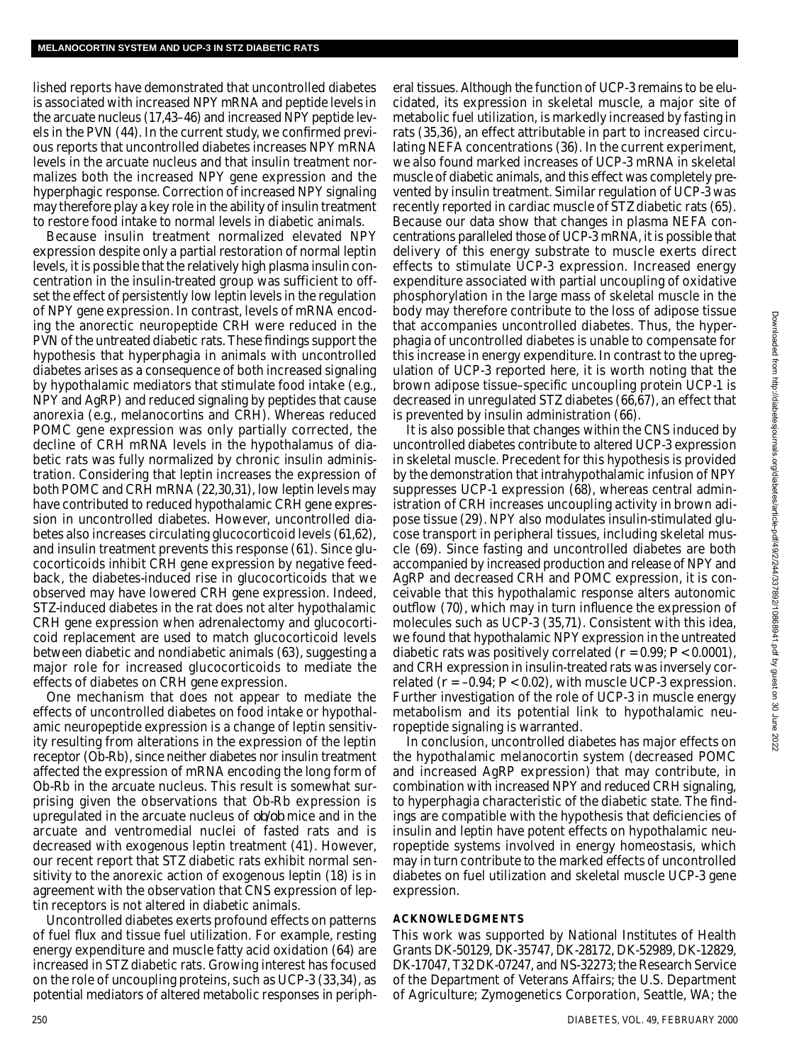lished reports have demonstrated that uncontrolled diabetes is associated with increased NPY mRNA and peptide levels in the arcuate nucleus (17,43–46) and increased NPY peptide levels in the PVN (44). In the current study, we confirmed previous reports that uncontrolled diabetes increases NPY mRNA levels in the arcuate nucleus and that insulin treatment normalizes both the increased NPY gene expression and the hyperphagic response. Correction of increased NPY signaling may therefore play a key role in the ability of insulin treatment to restore food intake to normal levels in diabetic animals.

Because insulin treatment normalized elevated NPY expression despite only a partial restoration of normal leptin levels, it is possible that the relatively high plasma insulin concentration in the insulin-treated group was sufficient to offset the effect of persistently low leptin levels in the regulation of NPY gene expression. In contrast, levels of mRNA encoding the anorectic neuropeptide CRH were reduced in the PVN of the untreated diabetic rats. These findings support the hypothesis that hyperphagia in animals with uncontrolled diabetes arises as a consequence of both increased signaling by hypothalamic mediators that stimulate food intake (e.g., NPY and AgRP) and reduced signaling by peptides that cause anorexia (e.g., melanocortins and CRH). Whereas reduced POMC gene expression was only partially corrected, the decline of CRH mRNA levels in the hypothalamus of diabetic rats was fully normalized by chronic insulin administration. Considering that leptin increases the expression of both POMC and CRH mRNA (22,30,31), low leptin levels may have contributed to reduced hypothalamic CRH gene expression in uncontrolled diabetes. However, uncontrolled diabetes also increases circulating glucocorticoid levels (61,62), and insulin treatment prevents this response (61). Since glucocorticoids inhibit CRH gene expression by negative feedback, the diabetes-induced rise in glucocorticoids that we observed may have lowered CRH gene expression. Indeed, STZ-induced diabetes in the rat does not alter hypothalamic CRH gene expression when adrenalectomy and glucocorticoid replacement are used to match glucocorticoid levels between diabetic and nondiabetic animals (63), suggesting a major role for increased glucocorticoids to mediate the effects of diabetes on CRH gene expression.

One mechanism that does not appear to mediate the effects of uncontrolled diabetes on food intake or hypothalamic neuropeptide expression is a change of leptin sensitivity resulting from alterations in the expression of the leptin receptor (Ob-Rb), since neither diabetes nor insulin treatment affected the expression of mRNA encoding the long form of Ob-Rb in the arcuate nucleus. This result is somewhat surprising given the observations that Ob-Rb expression is upregulated in the arcuate nucleus of *ob/ob* mice and in the arcuate and ventromedial nuclei of fasted rats and is decreased with exogenous leptin treatment (41). However, our recent report that STZ diabetic rats exhibit normal sensitivity to the anorexic action of exogenous leptin (18) is in agreement with the observation that CNS expression of leptin receptors is not altered in diabetic animals.

Uncontrolled diabetes exerts profound effects on patterns of fuel flux and tissue fuel utilization. For example, resting energy expenditure and muscle fatty acid oxidation (64) are increased in STZ diabetic rats. Growing interest has focused on the role of uncoupling proteins, such as UCP-3 (33,34), as potential mediators of altered metabolic responses in peripheral tissues. Although the function of UCP-3 remains to be elucidated, its expression in skeletal muscle, a major site of metabolic fuel utilization, is markedly increased by fasting in rats (35,36), an effect attributable in part to increased circulating NEFA concentrations (36). In the current experiment, we also found marked increases of UCP-3 mRNA in skeletal muscle of diabetic animals, and this effect was completely prevented by insulin treatment. Similar regulation of UCP-3 was recently reported in cardiac muscle of STZ diabetic rats (65). Because our data show that changes in plasma NEFA concentrations paralleled those of UCP-3 mRNA, it is possible that delivery of this energy substrate to muscle exerts direct effects to stimulate UCP-3 expression. Increased energy expenditure associated with partial uncoupling of oxidative phosphorylation in the large mass of skeletal muscle in the body may therefore contribute to the loss of adipose tissue that accompanies uncontrolled diabetes. Thus, the hyperphagia of uncontrolled diabetes is unable to compensate for this increase in energy expenditure. In contrast to the upregulation of UCP-3 reported here, it is worth noting that the brown adipose tissue–specific uncoupling protein UCP-1 is decreased in unregulated STZ diabetes (66,67), an effect that is prevented by insulin administration (66).

It is also possible that changes within the CNS induced by uncontrolled diabetes contribute to altered UCP-3 expression in skeletal muscle. Precedent for this hypothesis is provided by the demonstration that intrahypothalamic infusion of NPY suppresses UCP-1 expression (68), whereas central administration of CRH increases uncoupling activity in brown adipose tissue (29). NPY also modulates insulin-stimulated glucose transport in peripheral tissues, including skeletal muscle (69). Since fasting and uncontrolled diabetes are both accompanied by increased production and release of NPY and AgRP and decreased CRH and POMC expression, it is conceivable that this hypothalamic response alters autonomic outflow (70), which may in turn influence the expression of molecules such as UCP-3 (35,71). Consistent with this idea, we found that hypothalamic NPY expression in the untreated diabetic rats was positively correlated ($r = 0.99$; $P < 0.0001$), and CRH expression in insulin-treated rats was inversely correlated ($r = -0.94$; $P < 0.02$), with muscle UCP-3 expression. Further investigation of the role of UCP-3 in muscle energy metabolism and its potential link to hypothalamic neuropeptide signaling is warranted.

In conclusion, uncontrolled diabetes has major effects on the hypothalamic melanocortin system (decreased POMC and increased AgRP expression) that may contribute, in combination with increased NPY and reduced CRH signaling, to hyperphagia characteristic of the diabetic state. The findings are compatible with the hypothesis that deficiencies of insulin and leptin have potent effects on hypothalamic neuropeptide systems involved in energy homeostasis, which may in turn contribute to the marked effects of uncontrolled diabetes on fuel utilization and skeletal muscle UCP-3 gene expression.

## ACKNOWLEDGMENTS

This work was supported by National Institutes of Health Grants DK-50129, DK-35747, DK-28172, DK-52989, DK-12829, DK-17047, T32 DK-07247, and NS-32273; the Research Service of the Department of Veterans Affairs; the U.S. Department of Agriculture; Zymogenetics Corporation, Seattle, WA; the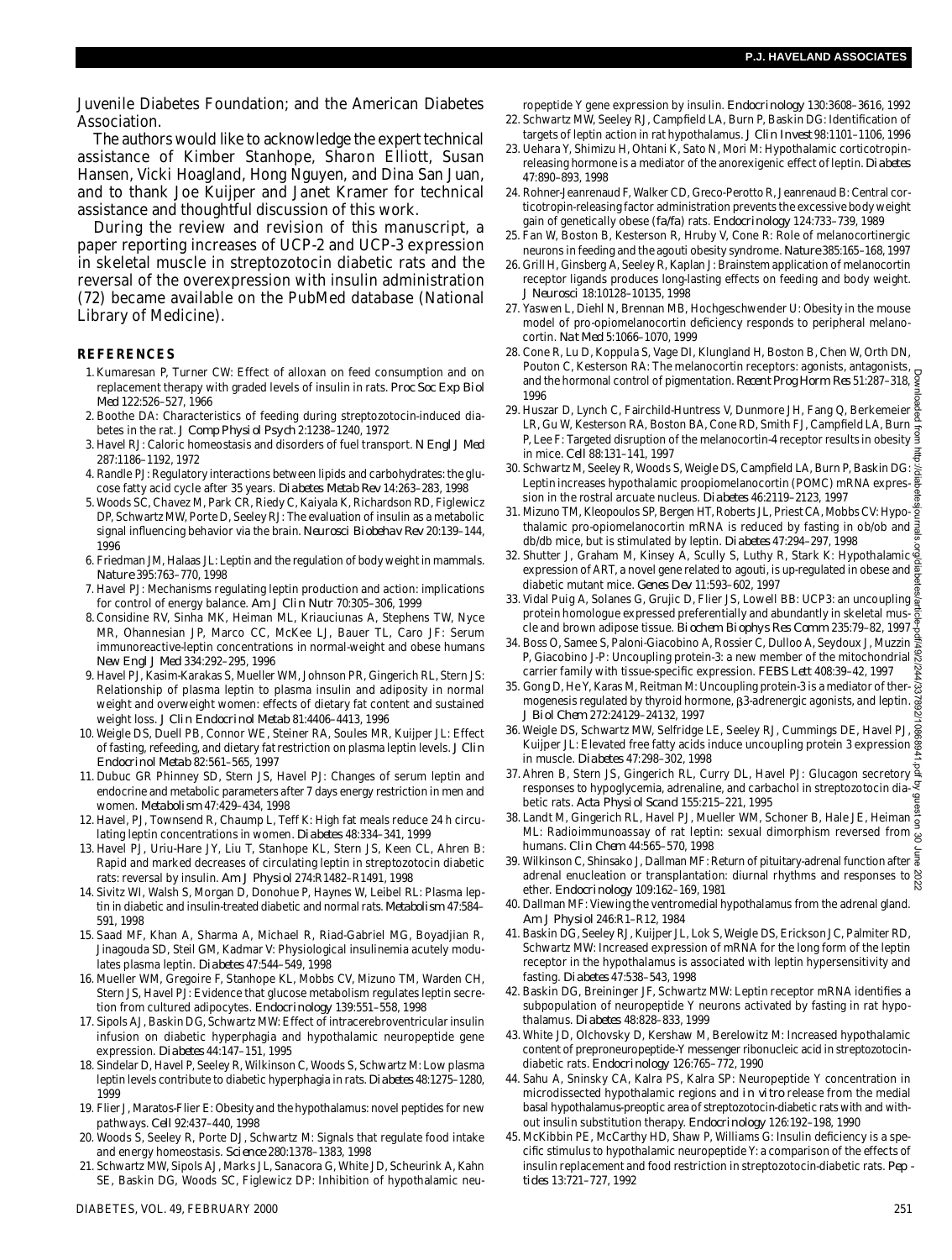Juvenile Diabetes Foundation; and the American Diabetes Association.

The authors would like to acknowledge the expert technical assistance of Kimber Stanhope, Sharon Elliott, Susan Hansen, Vicki Hoagland, Hong Nguyen, and Dina San Juan, and to thank Joe Kuijper and Janet Kramer for technical assistance and thoughtful discussion of this work.

During the review and revision of this manuscript, a paper reporting increases of UCP-2 and UCP-3 expression in skeletal muscle in streptozotocin diabetic rats and the reversal of the overexpression with insulin administration (72) became available on the PubMed database (National Library of Medicine).

## REFERENCES

1. Kumaresan P, Turner CW: Effect of alloxan on feed consumption and on replacement therapy with graded levels of insulin in rats. *Proc Soc Exp Biol Med* 122:526–527, 1966
2. Boothe DA: Characteristics of feeding during streptozotocin-induced diabetes in the rat. *J Comp Physiol Psych* 2:1238–1240, 1972
3. Havel RJ: Caloric homeostasis and disorders of fuel transport. *N Engl J Med* 287:1186–1192, 1972
4. Randle PJ: Regulatory interactions between lipids and carbohydrates: the glucose fatty acid cycle after 35 years. *Diabetes Metab Rev* 14:263–283, 1998
5. Woods SC, Chavez M, Park CR, Riedy C, Kaiyala K, Richardson RD, Figlewicz DP, Schwartz MW, Porte D, Seeley RJ: The evaluation of insulin as a metabolic signal influencing behavior via the brain. *Neurosci Biobehav Rev* 20:139–144, 1996
6. Friedman JM, Halaas JL: Leptin and the regulation of body weight in mammals. *Nature* 395:763–770, 1998
7. Havel PJ: Mechanisms regulating leptin production and action: implications for control of energy balance. *Am J Clin Nutr* 70:305–306, 1999
8. Considine RV, Sinha MK, Heiman ML, Kriauciunas A, Stephens TW, Nyce MR, Ohannesian JP, Marco CC, McKee LJ, Bauer TL, Caro JF: Serum immunoreactive-leptin concentrations in normal-weight and obese humans *N Engl J Med* 334:292–295, 1996
9. Havel PJ, Kasim-Karakas S, Mueller WM, Johnson PR, Gingerich RL, Stern JS: Relationship of plasma leptin to plasma insulin and adiposity in normal weight and overweight women: effects of dietary fat content and sustained weight loss. *J Clin Endocrinol Metab* 81:4406–4413, 1996
10. Weigle DS, Duell PB, Connor WE, Steiner RA, Soules MR, Kuijper JL: Effect of fasting, refeeding, and dietary fat restriction on plasma leptin levels. *J Clin Endocrinol Metab* 82:561–565, 1997
11. Dubuc GR Phinney SD, Stern JS, Havel PJ: Changes of serum leptin and endocrine and metabolic parameters after 7 days energy restriction in men and women. *Metabolism* 47:429–434, 1998
12. Havel, PJ, Townsend R, Chaump L, Teff K: High fat meals reduce 24 h circulating leptin concentrations in women. *Diabetes* 48:334–341, 1999
13. Havel PJ, Uriu-Hare JY, Liu T, Stanhope KL, Stern JS, Keen CL, Ahren B: Rapid and marked decreases of circulating leptin in streptozotocin diabetic rats: reversal by insulin. *Am J Physiol* 274:R1482–R1491, 1998
14. Sivitz WI, Walsh S, Morgan D, Donohue P, Haynes W, Leibel RL: Plasma leptin in diabetic and insulin-treated diabetic and normal rats. *Metabolism* 47:584–591, 1998
15. Saad MF, Khan A, Sharma A, Michael R, Riad-Gabriel MG, Boyadjian R, Jinagouda SD, Steil GM, Kadmar V: Physiological insulinemia acutely modulates plasma leptin. *Diabetes* 47:544–549, 1998
16. Mueller WM, Gregoire F, Stanhope KL, Mobbs CV, Mizuno TM, Warden CH, Stern JS, Havel PJ: Evidence that glucose metabolism regulates leptin secretion from cultured adipocytes. *Endocrinology* 139:551–558, 1998
17. Sipols AJ, Baskin DG, Schwartz MW: Effect of intracerebroventricular insulin infusion on diabetic hyperphagia and hypothalamic neuropeptide gene expression. *Diabetes* 44:147–151, 1995
18. Sindelar D, Havel P, Seeley R, Wilkinson C, Woods S, Schwartz M: Low plasma leptin levels contribute to diabetic hyperphagia in rats. *Diabetes* 48:1275–1280, 1999
19. Flier J, Maratos-Flier E: Obesity and the hypothalamus: novel peptides for new pathways. *Cell* 92:437–440, 1998
20. Woods S, Seeley R, Porte DJ, Schwartz M: Signals that regulate food intake and energy homeostasis. *Science* 280:1378–1383, 1998
21. Schwartz MW, Sipols AJ, Marks JL, Sanacora G, White JD, Scheurink A, Kahn SE, Baskin DG, Woods SC, Figlewicz DP: Inhibition of hypothalamic neuropeptide Y gene expression by insulin. *Endocrinology* 130:3608–3616, 1992
22. Schwartz MW, Seeley RJ, Campfield LA, Burn P, Baskin DG: Identification of targets of leptin action in rat hypothalamus. *J Clin Invest* 98:1101–1106, 1996
23. Uehara Y, Shimizu H, Ohtani K, Sato N, Mori M: Hypothalamic corticotropin-releasing hormone is a mediator of the anorexigenic effect of leptin. *Diabetes* 47:890–893, 1998
24. Rohner-Jeanrenaud F, Walker CD, Greco-Perotto R, Jeanrenaud B: Central corticotropin-releasing factor administration prevents the excessive body weight gain of genetically obese (*fa/fa*) rats. *Endocrinology* 124:733–739, 1989
25. Fan W, Boston B, Kesterson R, Hruby V, Cone R: Role of melanocortinergic neurons in feeding and the agouti obesity syndrome. *Nature* 385:165–168, 1997
26. Grill H, Ginsberg A, Seeley R, Kaplan J: Brainstem application of melanocortin receptor ligands produces long-lasting effects on feeding and body weight. *J Neurosci* 18:10128–10135, 1998
27. Yaswen L, Diehl N, Brennan MB, Hochgeschwender U: Obesity in the mouse model of pro-opiomelanocortin deficiency responds to peripheral melanocortin. *Nat Med* 5:1066–1070, 1999
28. Cone R, Lu D, Koppula S, Vage DI, Klungland H, Boston B, Chen W, Orth DN, Pouton C, Kesterson RA: The melanocortin receptors: agonists, antagonists, and the hormonal control of pigmentation. *Recent Prog Horm Res* 51:287–318, 1996
29. Huszar D, Lynch C, Fairchild-Huntress V, Dunmore JH, Fang Q, Berkemeier LR, Gu W, Kesterson RA, Boston BA, Cone RD, Smith FJ, Campfield LA, Burn P, Lee F: Targeted disruption of the melanocortin-4 receptor results in obesity in mice. *Cell* 88:131–141, 1997
30. Schwartz M, Seeley R, Woods S, Weigle DS, Campfield LA, Burn P, Baskin DG: Leptin increases hypothalamic proopiomelanocortin (POMC) mRNA expression in the rostral arcuate nucleus. *Diabetes* 46:2119–2123, 1997
31. Mizuno TM, Kleopoulos SP, Bergen HT, Roberts JL, Priest CA, Mobbs CV: Hypothalamic pro-opiomelanocortin mRNA is reduced by fasting in ob/ob and db/db mice, but is stimulated by leptin. *Diabetes* 47:294–297, 1998
32. Shutter J, Graham M, Kinsey A, Scully S, Luthy R, Stark K: Hypothalamic expression of ART, a novel gene related to agouti, is up-regulated in obese and diabetic mutant mice. *Genes Dev* 11:593–602, 1997
33. Vidal Puig A, Solanes G, Grujic D, Flier JS, Lowell BB: UCP3: an uncoupling protein homologue expressed preferentially and abundantly in skeletal muscle and brown adipose tissue. *Biochem Biophys Res Comm* 235:79–82, 1997
34. Boss O, Samee S, Paloni-Giacobino A, Rossier C, Dulloo A, Seydoux J, Muzzin P, Giacobino J-P: Uncoupling protein-3: a new member of the mitochondrial carrier family with tissue-specific expression. *FEBS Lett* 408:39–42, 1997
35. Gong D, He Y, Karas M, Reitman M: Uncoupling protein-3 is a mediator of thermogenesis regulated by thyroid hormone, β3-adrenergic agonists, and leptin. *J Biol Chem* 272:24129–24132, 1997
36. Weigle DS, Schwartz MW, Selfridge LE, Seeley RJ, Cummings DE, Havel PJ, Kuijper JL: Elevated free fatty acids induce uncoupling protein 3 expression in muscle. *Diabetes* 47:298–302, 1998
37. Ahren B, Stern JS, Gingerich RL, Curry DL, Havel PJ: Glucagon secretory responses to hypoglycemia, adrenaline, and carbachol in streptozotocin diabetic rats. *Acta Physiol Scand* 155:215–221, 1995
38. Landt M, Gingerich RL, Havel PJ, Mueller WM, Schoner B, Hale JE, Heiman ML: Radioimmunoassay of rat leptin: sexual dimorphism reversed from humans. *Clin Chem* 44:565–570, 1998
39. Wilkinson C, Shinsako J, Dallman MF: Return of pituitary-adrenal function after adrenal enucleation or transplantation: diurnal rhythms and responses to ether. *Endocrinology* 109:162–169, 1981
40. Dallman MF: Viewing the ventromedial hypothalamus from the adrenal gland. *Am J Physiol* 246:R1–R12, 1984
41. Baskin DG, Seeley RJ, Kuijper JL, Lok S, Weigle DS, Erickson JC, Palmiter RD, Schwartz MW: Increased expression of mRNA for the long form of the leptin receptor in the hypothalamus is associated with leptin hypersensitivity and fasting. *Diabetes* 47:538–543, 1998
42. Baskin DG, Breininger JF, Schwartz MW: Leptin receptor mRNA identifies a subpopulation of neuropeptide Y neurons activated by fasting in rat hypothalamus. *Diabetes* 48:828–833, 1999
43. White JD, Olchovsky D, Kershaw M, Berelowitz M: Increased hypothalamic content of preproneuropeptide-Y messenger ribonucleic acid in streptozotocin-diabetic rats. *Endocrinology* 126:765–772, 1990
44. Sahu A, Sninsky CA, Kalra PS, Kalra SP: Neuropeptide Y concentration in microdissected hypothalamic regions and *in vitro* release from the medial basal hypothalamus-preoptic area of streptozotocin-diabetic rats with and without insulin substitution therapy. *Endocrinology* 126:192–198, 1990
45. McKibbin PE, McCarthy HD, Shaw P, Williams G: Insulin deficiency is a specific stimulus to hypothalamic neuropeptide Y: a comparison of the effects of insulin replacement and food restriction in streptozotocin-diabetic rats. *Peptides* 13:721–727, 1992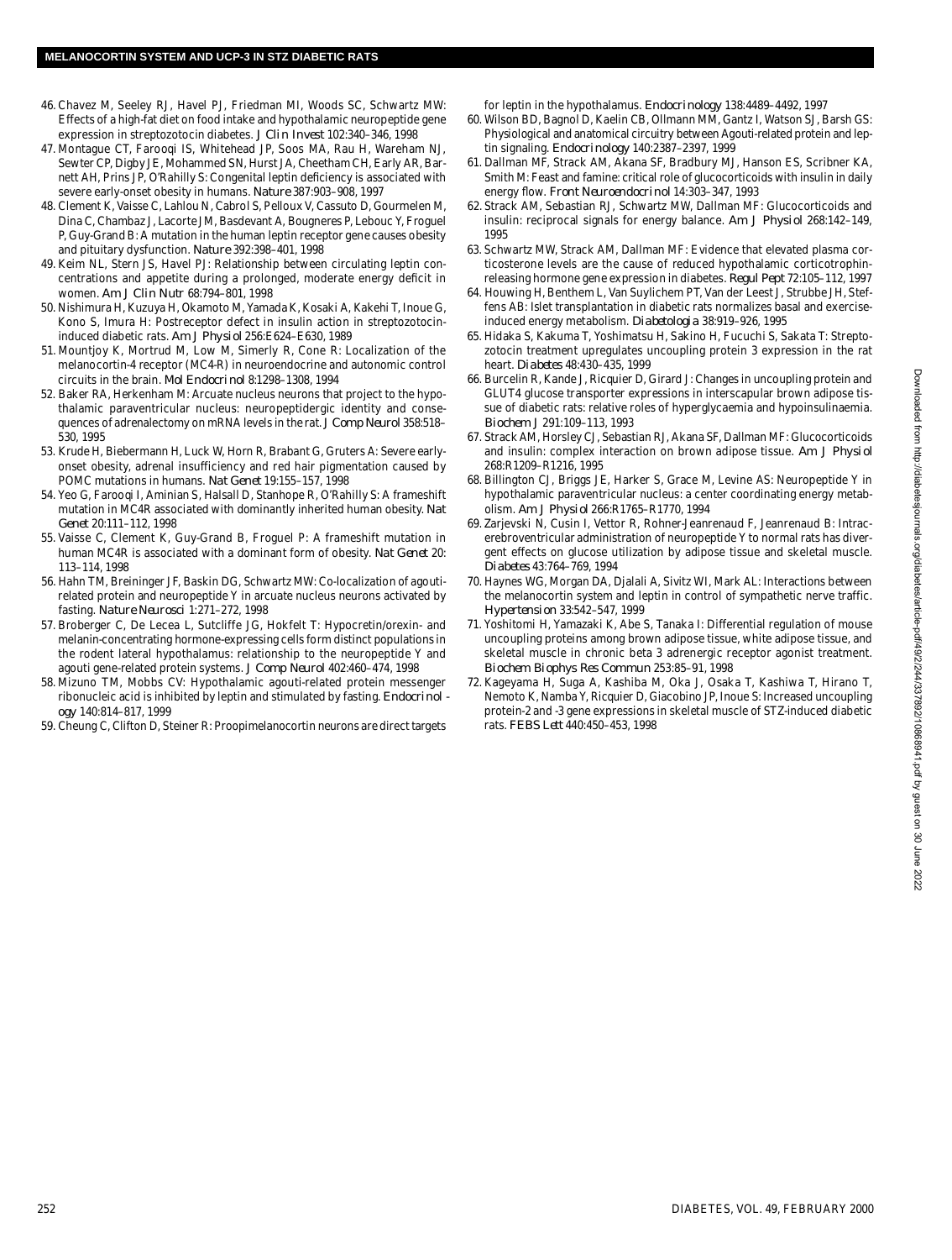46. Chavez M, Seeley RJ, Havel PJ, Friedman MI, Woods SC, Schwartz MW: Effects of a high-fat diet on food intake and hypothalamic neuropeptide gene expression in streptozotocin diabetes. *J Clin Invest* 102:340–346, 1998
47. Montague CT, Farooqi IS, Whitehead JP, Soos MA, Rau H, Wareham NJ, Sewter CP, Digby JE, Mohammed SN, Hurst JA, Cheetham CH, Early AR, Barnett AH, Prins JP, O'Rahilly S: Congenital leptin deficiency is associated with severe early-onset obesity in humans. *Nature* 387:903–908, 1997
48. Clement K, Vaisse C, Lahlou N, Cabrol S, Pelloux V, Cassuto D, Gourmelen M, Dina C, Chambaz J, Lacorte JM, Basdevant A, Bougneres P, Lebouc Y, Froguel P, Guy-Grand B: A mutation in the human leptin receptor gene causes obesity and pituitary dysfunction. *Nature* 392:398–401, 1998
49. Keim NL, Stern JS, Havel PJ: Relationship between circulating leptin concentrations and appetite during a prolonged, moderate energy deficit in women. *Am J Clin Nutr* 68:794–801, 1998
50. Nishimura H, Kuzuya H, Okamoto M, Yamada K, Kosaki A, Kakehi T, Inoue G, Kono S, Imura H: Postreceptor defect in insulin action in streptozotocin-induced diabetic rats. *Am J Physiol* 256:E624–E630, 1989
51. Mountjoy K, Mortrud M, Low M, Simerly R, Cone R: Localization of the melanocortin-4 receptor (MC4-R) in neuroendocrine and autonomic control circuits in the brain. *Mol Endocrinol* 8:1298–1308, 1994
52. Baker RA, Herkenham M: Arcuate nucleus neurons that project to the hypothalamic paraventricular nucleus: neuropeptidergic identity and consequences of adrenalectomy on mRNA levels in the rat. *J Comp Neurol* 358:518–530, 1995
53. Krude H, Biebermann H, Luck W, Horn R, Brabant G, Gruters A: Severe early-onset obesity, adrenal insufficiency and red hair pigmentation caused by POMC mutations in humans. *Nat Genet* 19:155–157, 1998
54. Yeo G, Farooqi I, Aminian S, Halsall D, Stanhope R, O'Rahilly S: A frameshift mutation in MC4R associated with dominantly inherited human obesity. *Nat Genet* 20:111–112, 1998
55. Vaisse C, Clement K, Guy-Grand B, Froguel P: A frameshift mutation in human MC4R is associated with a dominant form of obesity. *Nat Genet* 20: 113–114, 1998
56. Hahn TM, Breininger JF, Baskin DG, Schwartz MW: Co-localization of agouti-related protein and neuropeptide Y in arcuate nucleus neurons activated by fasting. *Nature Neurosci* 1:271–272, 1998
57. Broberger C, De Lecea L, Sutcliffe JG, Hokfelt T: Hypocretin/orexin- and melanin-concentrating hormone-expressing cells form distinct populations in the rodent lateral hypothalamus: relationship to the neuropeptide Y and agouti gene-related protein systems. *J Comp Neurol* 402:460–474, 1998
58. Mizuno TM, Mobbs CV: Hypothalamic agouti-related protein messenger ribonucleic acid is inhibited by leptin and stimulated by fasting. *Endocrinology* 140:814–817, 1999
59. Cheung C, Clifton D, Steiner R: Proopimelanocortin neurons are direct targets for leptin in the hypothalamus. *Endocrinology* 138:4489–4492, 1997
60. Wilson BD, Bagnol D, Kaelin CB, Ollmann MM, Gantz I, Watson SJ, Barsh GS: Physiological and anatomical circuitry between Agouti-related protein and leptin signaling. *Endocrinology* 140:2387–2397, 1999
61. Dallman MF, Strack AM, Akana SF, Bradbury MJ, Hanson ES, Scribner KA, Smith M: Feast and famine: critical role of glucocorticoids with insulin in daily energy flow. *Front Neuroendocrinol* 14:303–347, 1993
62. Strack AM, Sebastian RJ, Schwartz MW, Dallman MF: Glucocorticoids and insulin: reciprocal signals for energy balance. *Am J Physiol* 268:142–149, 1995
63. Schwartz MW, Strack AM, Dallman MF: Evidence that elevated plasma corticosterone levels are the cause of reduced hypothalamic corticotrophin-releasing hormone gene expression in diabetes. *Regul Pept* 72:105–112, 1997
64. Houwing H, Benthem L, Van Suylichem PT, Van der Leest J, Strubbe JH, Steffens AB: Islet transplantation in diabetic rats normalizes basal and exercise-induced energy metabolism. *Diabetologia* 38:919–926, 1995
65. Hidaka S, Kakuma T, Yoshimatsu H, Sakino H, Fucuchi S, Sakata T: Streptozotocin treatment upregulates uncoupling protein 3 expression in the rat heart. *Diabetes* 48:430–435, 1999
66. Burcelin R, Kande J, Ricquier D, Girard J: Changes in uncoupling protein and GLUT4 glucose transporter expressions in interscapular brown adipose tissue of diabetic rats: relative roles of hyperglycaemia and hypoinsulinaemia. *Biochem J* 291:109–113, 1993
67. Strack AM, Horsley CJ, Sebastian RJ, Akana SF, Dallman MF: Glucocorticoids and insulin: complex interaction on brown adipose tissue. *Am J Physiol* 268:R1209–R1216, 1995
68. Billington CJ, Briggs JE, Harker S, Grace M, Levine AS: Neuropeptide Y in hypothalamic paraventricular nucleus: a center coordinating energy metabolism. *Am J Physiol* 266:R1765–R1770, 1994
69. Zarjevski N, Cusin I, Vettor R, Rohner-Jeanrenaud F, Jeanrenaud B: Intracerebroventricular administration of neuropeptide Y to normal rats has divergent effects on glucose utilization by adipose tissue and skeletal muscle. *Diabetes* 43:764–769, 1994
70. Haynes WG, Morgan DA, Djalali A, Sivitz WI, Mark AL: Interactions between the melanocortin system and leptin in control of sympathetic nerve traffic. *Hypertension* 33:542–547, 1999
71. Yoshitomi H, Yamazaki K, Abe S, Tanaka I: Differential regulation of mouse uncoupling proteins among brown adipose tissue, white adipose tissue, and skeletal muscle in chronic beta 3 adrenergic receptor agonist treatment. *Biochem Biophys Res Commun* 253:85–91, 1998
72. Kageyama H, Suga A, Kashiba M, Oka J, Osaka T, Kashiwa T, Hirano T, Nemoto K, Namba Y, Ricquier D, Giacobino JP, Inoue S: Increased uncoupling protein-2 and -3 gene expressions in skeletal muscle of STZ-induced diabetic rats. *FEBS Lett* 440:450–453, 1998